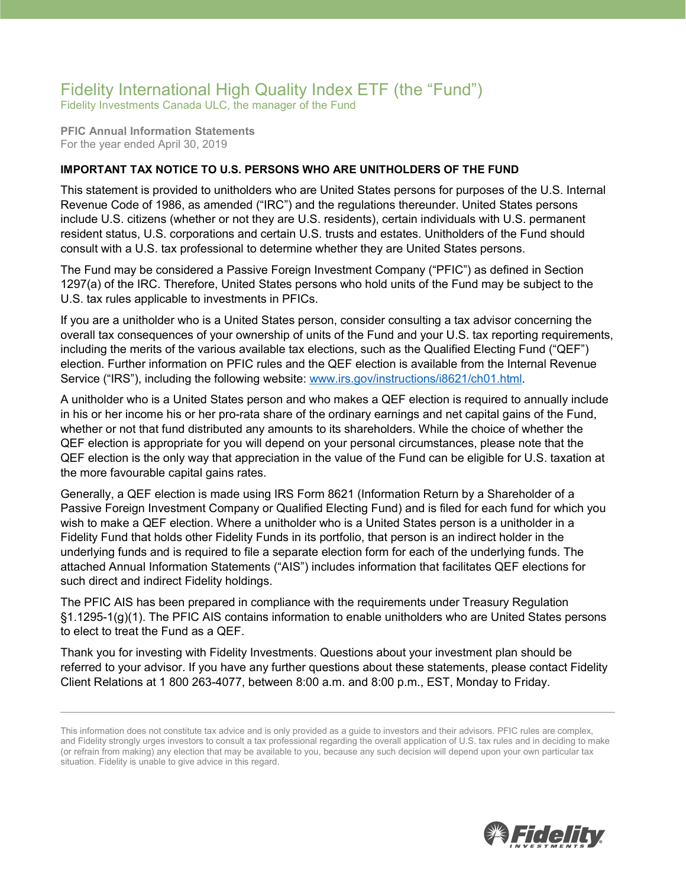# Fidelity International High Quality Index ETF (the “Fund”)

Fidelity Investments Canada ULC, the manager of the Fund

**PFIC Annual Information Statements**

For the year ended April 30, 2019

**IMPORTANT TAX NOTICE TO U.S. PERSONS WHO ARE UNITHOLDERS OF THE FUND**

This statement is provided to unitholders who are United States persons for purposes of the U.S. Internal Revenue Code of 1986, as amended (“IRC”) and the regulations thereunder. United States persons include U.S. citizens (whether or not they are U.S. residents), certain individuals with U.S. permanent resident status, U.S. corporations and certain U.S. trusts and estates. Unitholders of the Fund should consult with a U.S. tax professional to determine whether they are United States persons.

The Fund may be considered a Passive Foreign Investment Company (“PFIC”) as defined in Section 1297(a) of the IRC. Therefore, United States persons who hold units of the Fund may be subject to the U.S. tax rules applicable to investments in PFICs.

If you are a unitholder who is a United States person, consider consulting a tax advisor concerning the overall tax consequences of your ownership of units of the Fund and your U.S. tax reporting requirements, including the merits of the various available tax elections, such as the Qualified Electing Fund (“QEF”) election. Further information on PFIC rules and the QEF election is available from the Internal Revenue Service (“IRS”), including the following website: [www.irs.gov/instructions/i8621/ch01.html](www.irs.gov/instructions/i8621/ch01.html).

A unitholder who is a United States person and who makes a QEF election is required to annually include in his or her income his or her pro-rata share of the ordinary earnings and net capital gains of the Fund, whether or not that fund distributed any amounts to its shareholders. While the choice of whether the QEF election is appropriate for you will depend on your personal circumstances, please note that the QEF election is the only way that appreciation in the value of the Fund can be eligible for U.S. taxation at the more favourable capital gains rates.

Generally, a QEF election is made using IRS Form 8621 (Information Return by a Shareholder of a Passive Foreign Investment Company or Qualified Electing Fund) and is filed for each fund for which you wish to make a QEF election. Where a unitholder who is a United States person is a unitholder in a Fidelity Fund that holds other Fidelity Funds in its portfolio, that person is an indirect holder in the underlying funds and is required to file a separate election form for each of the underlying funds. The attached Annual Information Statements (“AIS”) includes information that facilitates QEF elections for such direct and indirect Fidelity holdings.

The PFIC AIS has been prepared in compliance with the requirements under Treasury Regulation §1.1295-1(g)(1). The PFIC AIS contains information to enable unitholders who are United States persons to elect to treat the Fund as a QEF.

Thank you for investing with Fidelity Investments. Questions about your investment plan should be referred to your advisor. If you have any further questions about these statements, please contact Fidelity Client Relations at 1 800 263-4077, between 8:00 a.m. and 8:00 p.m., EST, Monday to Friday.

---

This information does not constitute tax advice and is only provided as a guide to investors and their advisors. PFIC rules are complex, and Fidelity strongly urges investors to consult a tax professional regarding the overall application of U.S. tax rules and in deciding to make (or refrain from making) any election that may be available to you, because any such decision will depend upon your own particular tax situation. Fidelity is unable to give advice in this regard.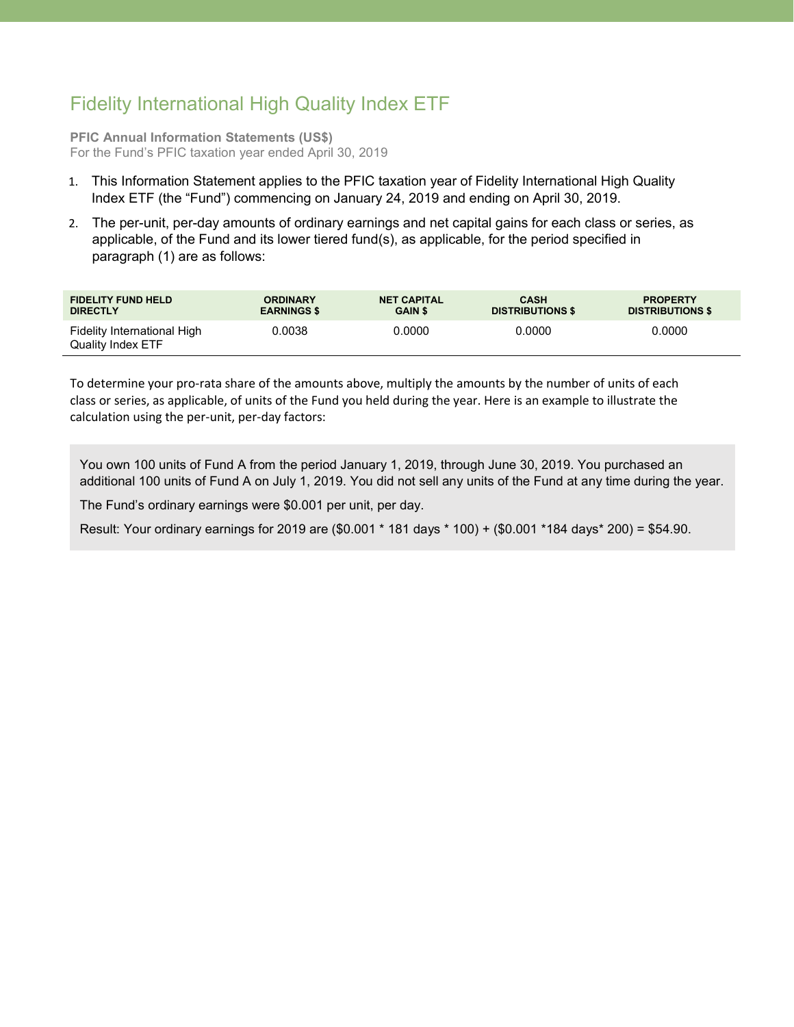# Fidelity International High Quality Index ETF

**PFIC Annual Information Statements (US$)**
For the Fund's PFIC taxation year ended April 30, 2019

1. This Information Statement applies to the PFIC taxation year of Fidelity International High Quality Index ETF (the "Fund") commencing on January 24, 2019 and ending on April 30, 2019.
2. The per-unit, per-day amounts of ordinary earnings and net capital gains for each class or series, as applicable, of the Fund and its lower tiered fund(s), as applicable, for the period specified in paragraph (1) are as follows:

| FIDELITY FUND HELD DIRECTLY | ORDINARY EARNINGS $ | NET CAPITAL GAIN $ | CASH DISTRIBUTIONS $ | PROPERTY DISTRIBUTIONS $ |
| --- | --- | --- | --- | --- |
| Fidelity International High Quality Index ETF | 0.0038 | 0.0000 | 0.0000 | 0.0000 |

To determine your pro-rata share of the amounts above, multiply the amounts by the number of units of each class or series, as applicable, of units of the Fund you held during the year. Here is an example to illustrate the calculation using the per-unit, per-day factors:

> You own 100 units of Fund A from the period January 1, 2019, through June 30, 2019. You purchased an additional 100 units of Fund A on July 1, 2019. You did not sell any units of the Fund at any time during the year.
>
> The Fund's ordinary earnings were $0.001 per unit, per day.
>
> Result: Your ordinary earnings for 2019 are ($0.001 * 181 days * 100) + ($0.001 *184 days* 200) = $54.90.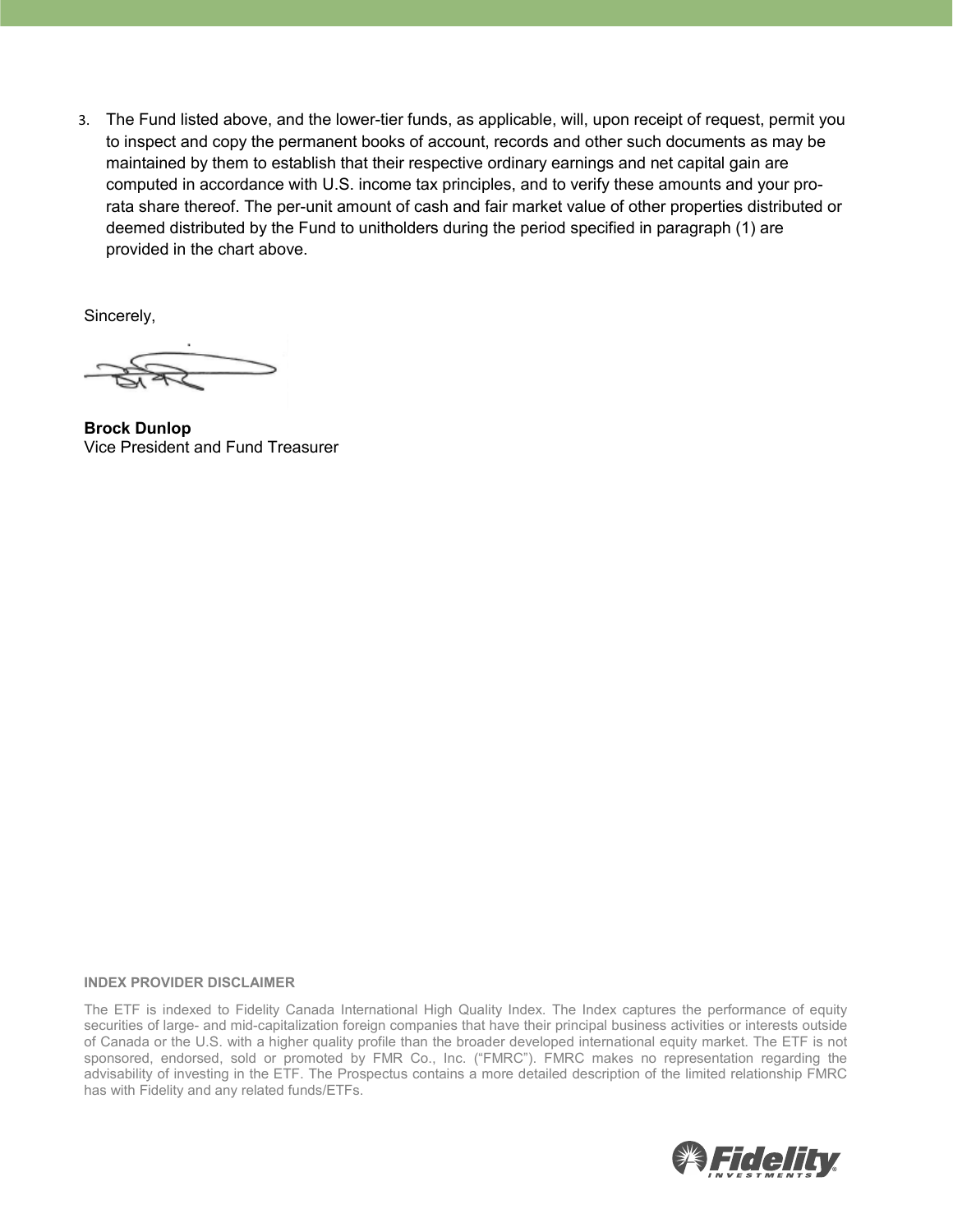3. The Fund listed above, and the lower-tier funds, as applicable, will, upon receipt of request, permit you to inspect and copy the permanent books of account, records and other such documents as may be maintained by them to establish that their respective ordinary earnings and net capital gain are computed in accordance with U.S. income tax principles, and to verify these amounts and your pro-rata share thereof. The per-unit amount of cash and fair market value of other properties distributed or deemed distributed by the Fund to unitholders during the period specified in paragraph (1) are provided in the chart above.

Sincerely,

**Brock Dunlop**
Vice President and Fund Treasurer

**INDEX PROVIDER DISCLAIMER**

The ETF is indexed to Fidelity Canada International High Quality Index. The Index captures the performance of equity securities of large- and mid-capitalization foreign companies that have their principal business activities or interests outside of Canada or the U.S. with a higher quality profile than the broader developed international equity market. The ETF is not sponsored, endorsed, sold or promoted by FMR Co., Inc. ("FMRC"). FMRC makes no representation regarding the advisability of investing in the ETF. The Prospectus contains a more detailed description of the limited relationship FMRC has with Fidelity and any related funds/ETFs.

Fidelity INVESTMENTS